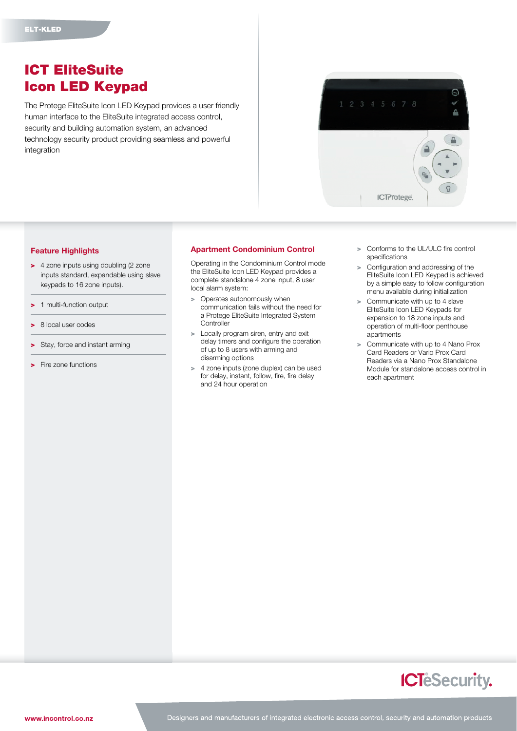ELT-KLED

# ICT EliteSuite Icon LED Keypad

The Protege EliteSuite Icon LED Keypad provides a user friendly human interface to the EliteSuite integrated access control, security and building automation system, an advanced technology security product providing seamless and powerful integration

## Feature Highlights

- 4 zone inputs using doubling (2 zone inputs standard, expandable using slave keypads to 16 zone inputs).
- 1 multi-function output
- 8 local user codes
- Stay, force and instant arming
- Fire zone functions

## Apartment Condominium Control

Operating in the Condominium Control mode the EliteSuite Icon LED Keypad provides a complete standalone 4 zone input, 8 user local alarm system:

- Operates autonomously when communication fails without the need for a Protege EliteSuite Integrated System Controller
- Locally program siren, entry and exit delay timers and configure the operation of up to 8 users with arming and disarming options
- 4 zone inputs (zone duplex) can be used for delay, instant, follow, fire, fire delay and 24 hour operation
- Conforms to the UL/ULC fire control specifications
- Configuration and addressing of the EliteSuite Icon LED Keypad is achieved by a simple easy to follow configuration menu available during initialization
- Communicate with up to 4 slave EliteSuite Icon LED Keypads for expansion to 18 zone inputs and operation of multi-floor penthouse apartments
- Communicate with up to 4 Nano Prox Card Readers or Vario Prox Card Readers via a Nano Prox Standalone Module for standalone access control in each apartment

ICTeSecurity.

www.incontrol.co.nz

Designers and manufacturers of integrated electronic access control, security and automation products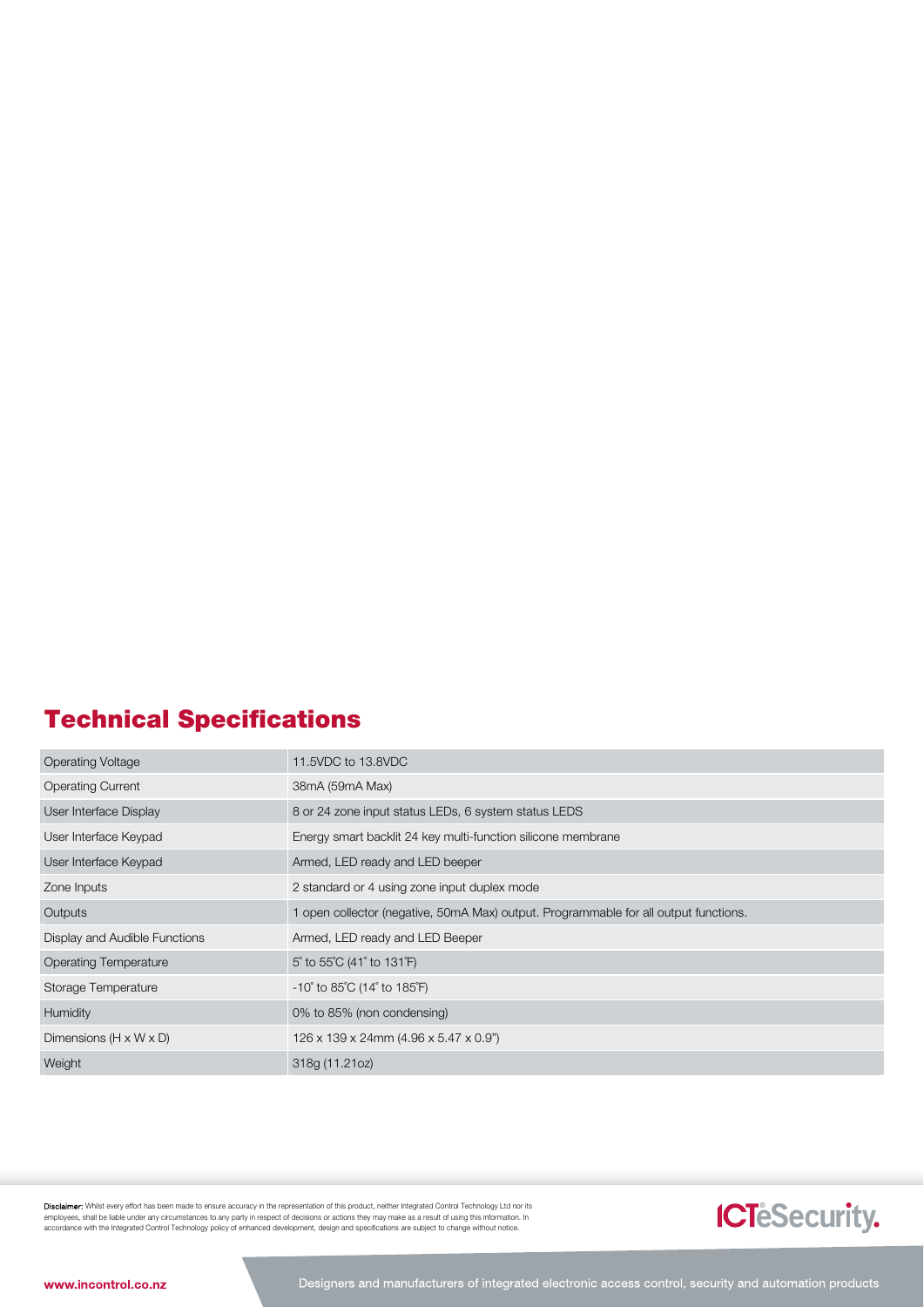## Technical Specifications

| | |
|---|---|
| Operating Voltage | 11.5VDC to 13.8VDC |
| Operating Current | 38mA (59mA Max) |
| User Interface Display | 8 or 24 zone input status LEDs, 6 system status LEDS |
| User Interface Keypad | Energy smart backlit 24 key multi-function silicone membrane |
| User Interface Keypad | Armed, LED ready and LED beeper |
| Zone Inputs | 2 standard or 4 using zone input duplex mode |
| Outputs | 1 open collector (negative, 50mA Max) output. Programmable for all output functions. |
| Display and Audible Functions | Armed, LED ready and LED Beeper |
| Operating Temperature | 5˚ to 55˚C (41˚ to 131˚F) |
| Storage Temperature | -10˚ to 85˚C (14˚ to 185˚F) |
| Humidity | 0% to 85% (non condensing) |
| Dimensions (H x W x D) | 126 x 139 x 24mm (4.96 x 5.47 x 0.9") |
| Weight | 318g (11.21oz) |

**Disclaimer:** Whilst every effort has been made to ensure accuracy in the representation of this product, neither Integrated Control Technology Ltd nor its employees, shall be liable under any circumstances to any party in respect of decisions or actions they may make as a result of using this information. In accordance with the Integrated Control Technology policy of enhanced development, design and specifications are subject to change without notice.

ICT eSecurity.

www.incontrol.co.nz

Designers and manufacturers of integrated electronic access control, security and automation products